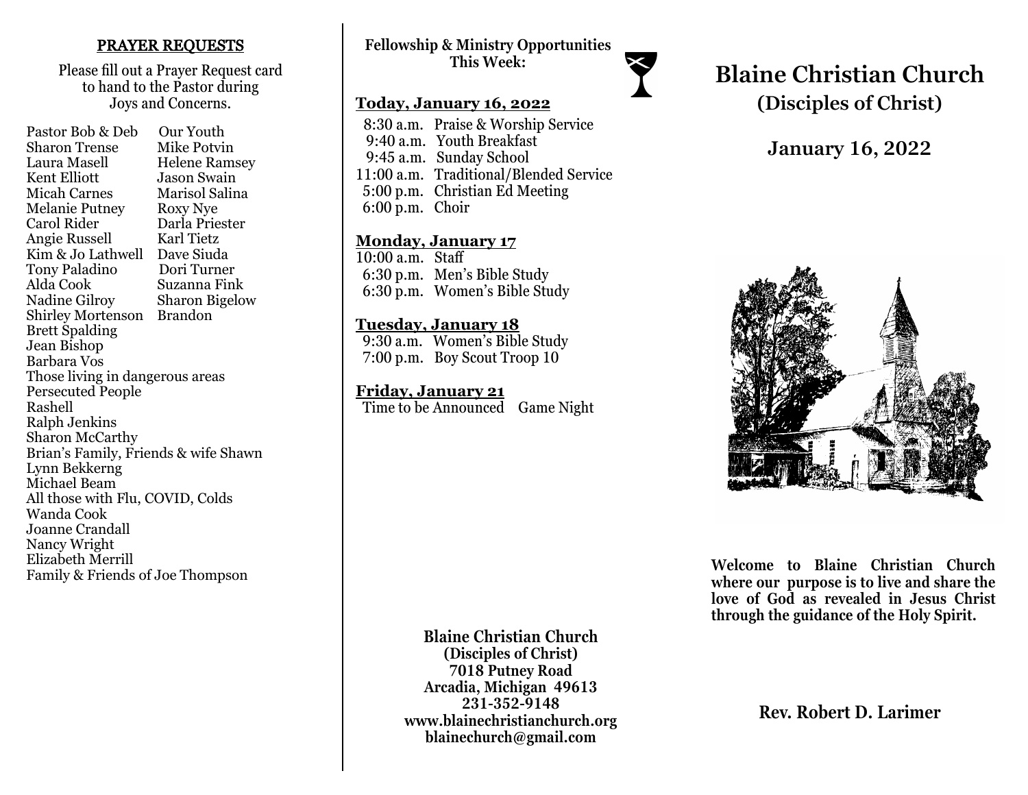## PRAYER REQUESTS

Please fill out a Prayer Request card to hand to the Pastor during Joys and Concerns.

- Pastor Bob & Deb
- Our Youth
- Sharon Trense
- Mike Potvin
- Laura Masell
- Helene Ramsey
- Kent Elliott
- Jason Swain
- Micah Carnes
- Marisol Salina
- Melanie Putney
- Roxy Nye
- Carol Rider
- Darla Priester
- Angie Russell
- Karl Tietz
- Kim & Jo Lathwell
- Dave Siuda
- Tony Paladino
- Dori Turner
- Alda Cook
- Suzanna Fink
- Nadine Gilroy
- Sharon Bigelow
- Shirley Mortenson
- Brandon
- Brett Spalding
- Jean Bishop
- Barbara Vos
- Those living in dangerous areas
- Persecuted People
- Rashell
- Ralph Jenkins
- Sharon McCarthy
- Brian's Family, Friends & wife Shawn
- Lynn Bekkerng
- Michael Beam
- All those with Flu, COVID, Colds
- Wanda Cook
- Joanne Crandall
- Nancy Wright
- Elizabeth Merrill
- Family & Friends of Joe Thompson

**Fellowship & Ministry Opportunities This Week:**

**Today, January 16, 2022**

- 8:30 a.m. Praise & Worship Service
- 9:40 a.m. Youth Breakfast
- 9:45 a.m. Sunday School
- 11:00 a.m. Traditional/Blended Service
- 5:00 p.m. Christian Ed Meeting
- 6:00 p.m. Choir

**Monday, January 17**

- 10:00 a.m. Staff
- 6:30 p.m. Men's Bible Study
- 6:30 p.m. Women's Bible Study

**Tuesday, January 18**

- 9:30 a.m. Women's Bible Study
- 7:00 p.m. Boy Scout Troop 10

**Friday, January 21**

- Time to be Announced Game Night

**Blaine Christian Church**
**(Disciples of Christ)**
**7018 Putney Road**
**Arcadia, Michigan 49613**
**231-352-9148**
**www.blainechristianchurch.org**
**blainechurch@gmail.com**

# Blaine Christian Church

## (Disciples of Christ)

## January 16, 2022

**Welcome to Blaine Christian Church where our purpose is to live and share the love of God as revealed in Jesus Christ through the guidance of the Holy Spirit.**

**Rev. Robert D. Larimer**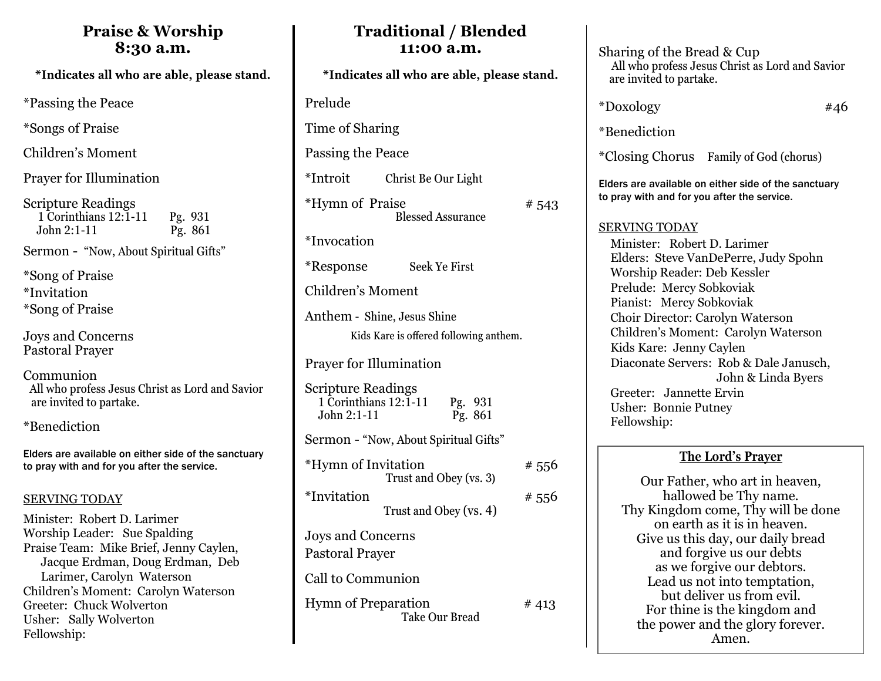## Praise & Worship
## 8:30 a.m.

**\*Indicates all who are able, please stand.**

\*Passing the Peace

\*Songs of Praise

Children's Moment

Prayer for Illumination

Scripture Readings
1 Corinthians 12:1-11 Pg. 931
John 2:1-11 Pg. 861

Sermon - "Now, About Spiritual Gifts"

\*Song of Praise
\*Invitation
\*Song of Praise

Joys and Concerns
Pastoral Prayer

Communion
All who profess Jesus Christ as Lord and Savior are invited to partake.

\*Benediction

**Elders are available on either side of the sanctuary to pray with and for you after the service.**

SERVING TODAY

Minister: Robert D. Larimer
Worship Leader: Sue Spalding
Praise Team: Mike Brief, Jenny Caylen, Jacque Erdman, Doug Erdman, Deb Larimer, Carolyn Waterson
Children's Moment: Carolyn Waterson
Greeter: Chuck Wolverton
Usher: Sally Wolverton
Fellowship:

## Traditional / Blended
## 11:00 a.m.

**\*Indicates all who are able, please stand.**

Prelude

Time of Sharing

Passing the Peace

\*Introit Christ Be Our Light

\*Hymn of Praise # 543
Blessed Assurance

\*Invocation

\*Response Seek Ye First

Children's Moment

Anthem - Shine, Jesus Shine
Kids Kare is offered following anthem.

Prayer for Illumination

Scripture Readings
1 Corinthians 12:1-11 Pg. 931
John 2:1-11 Pg. 861

Sermon - "Now, About Spiritual Gifts"

\*Hymn of Invitation # 556
Trust and Obey (vs. 3)

\*Invitation # 556
Trust and Obey (vs. 4)

Joys and Concerns
Pastoral Prayer

Call to Communion

Hymn of Preparation # 413
Take Our Bread

Sharing of the Bread & Cup
All who profess Jesus Christ as Lord and Savior are invited to partake.

\*Doxology #46

\*Benediction

\*Closing Chorus Family of God (chorus)

**Elders are available on either side of the sanctuary to pray with and for you after the service.**

SERVING TODAY

Minister: Robert D. Larimer
Elders: Steve VanDePerre, Judy Spohn
Worship Reader: Deb Kessler
Prelude: Mercy Sobkoviak
Pianist: Mercy Sobkoviak
Choir Director: Carolyn Waterson
Children's Moment: Carolyn Waterson
Kids Kare: Jenny Caylen
Diaconate Servers: Rob & Dale Janusch, John & Linda Byers
Greeter: Jannette Ervin
Usher: Bonnie Putney
Fellowship:

### The Lord's Prayer

Our Father, who art in heaven,
hallowed be Thy name.
Thy Kingdom come, Thy will be done
on earth as it is in heaven.
Give us this day, our daily bread
and forgive us our debts
as we forgive our debtors.
Lead us not into temptation,
but deliver us from evil.
For thine is the kingdom and
the power and the glory forever.
Amen.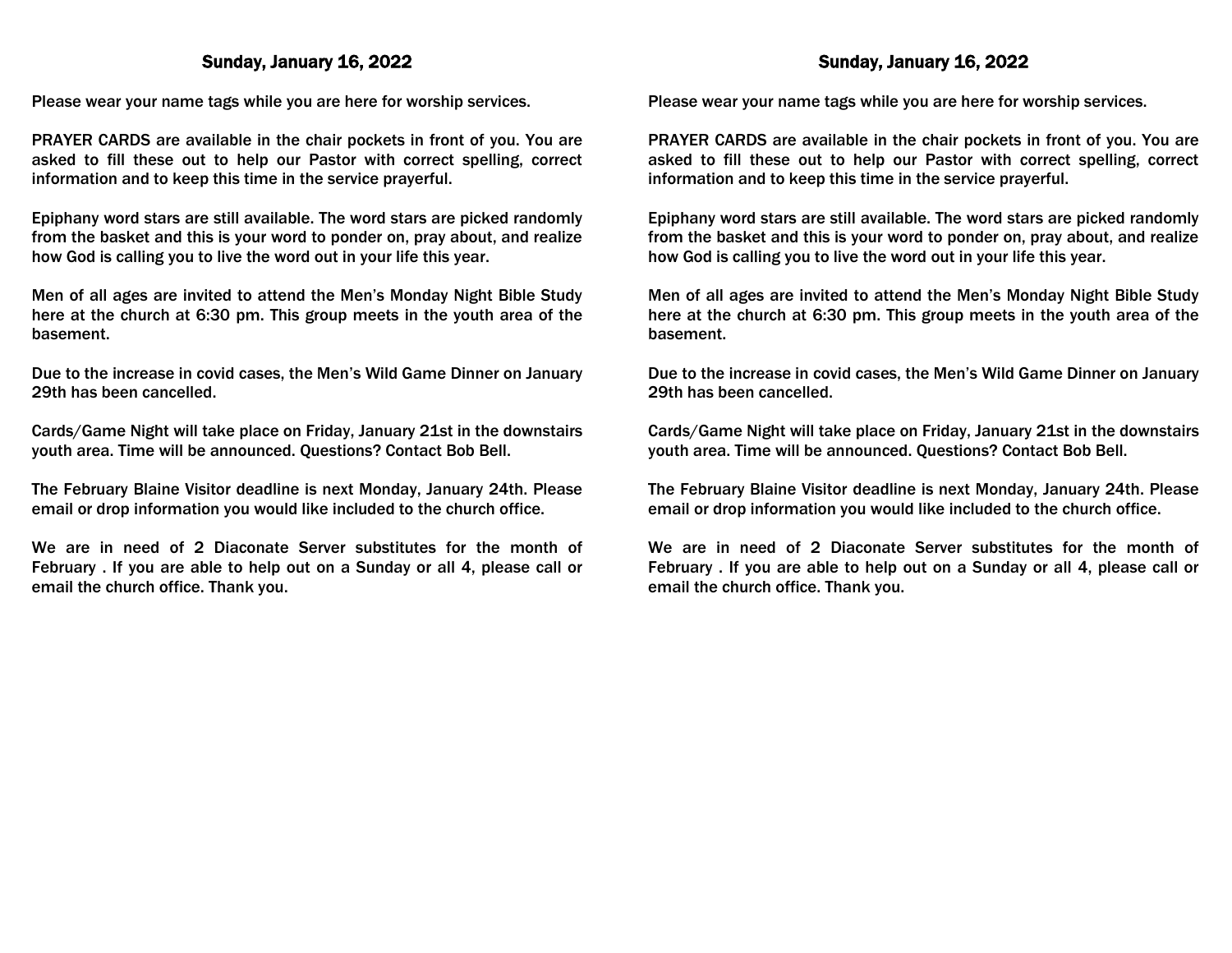## Sunday, January 16, 2022

Please wear your name tags while you are here for worship services.

PRAYER CARDS are available in the chair pockets in front of you. You are asked to fill these out to help our Pastor with correct spelling, correct information and to keep this time in the service prayerful.

Epiphany word stars are still available. The word stars are picked randomly from the basket and this is your word to ponder on, pray about, and realize how God is calling you to live the word out in your life this year.

Men of all ages are invited to attend the Men's Monday Night Bible Study here at the church at 6:30 pm. This group meets in the youth area of the basement.

Due to the increase in covid cases, the Men's Wild Game Dinner on January 29th has been cancelled.

Cards/Game Night will take place on Friday, January 21st in the downstairs youth area. Time will be announced. Questions? Contact Bob Bell.

The February Blaine Visitor deadline is next Monday, January 24th. Please email or drop information you would like included to the church office.

We are in need of 2 Diaconate Server substitutes for the month of February . If you are able to help out on a Sunday or all 4, please call or email the church office. Thank you.

## Sunday, January 16, 2022

Please wear your name tags while you are here for worship services.

PRAYER CARDS are available in the chair pockets in front of you. You are asked to fill these out to help our Pastor with correct spelling, correct information and to keep this time in the service prayerful.

Epiphany word stars are still available. The word stars are picked randomly from the basket and this is your word to ponder on, pray about, and realize how God is calling you to live the word out in your life this year.

Men of all ages are invited to attend the Men's Monday Night Bible Study here at the church at 6:30 pm. This group meets in the youth area of the basement.

Due to the increase in covid cases, the Men's Wild Game Dinner on January 29th has been cancelled.

Cards/Game Night will take place on Friday, January 21st in the downstairs youth area. Time will be announced. Questions? Contact Bob Bell.

The February Blaine Visitor deadline is next Monday, January 24th. Please email or drop information you would like included to the church office.

We are in need of 2 Diaconate Server substitutes for the month of February . If you are able to help out on a Sunday or all 4, please call or email the church office. Thank you.